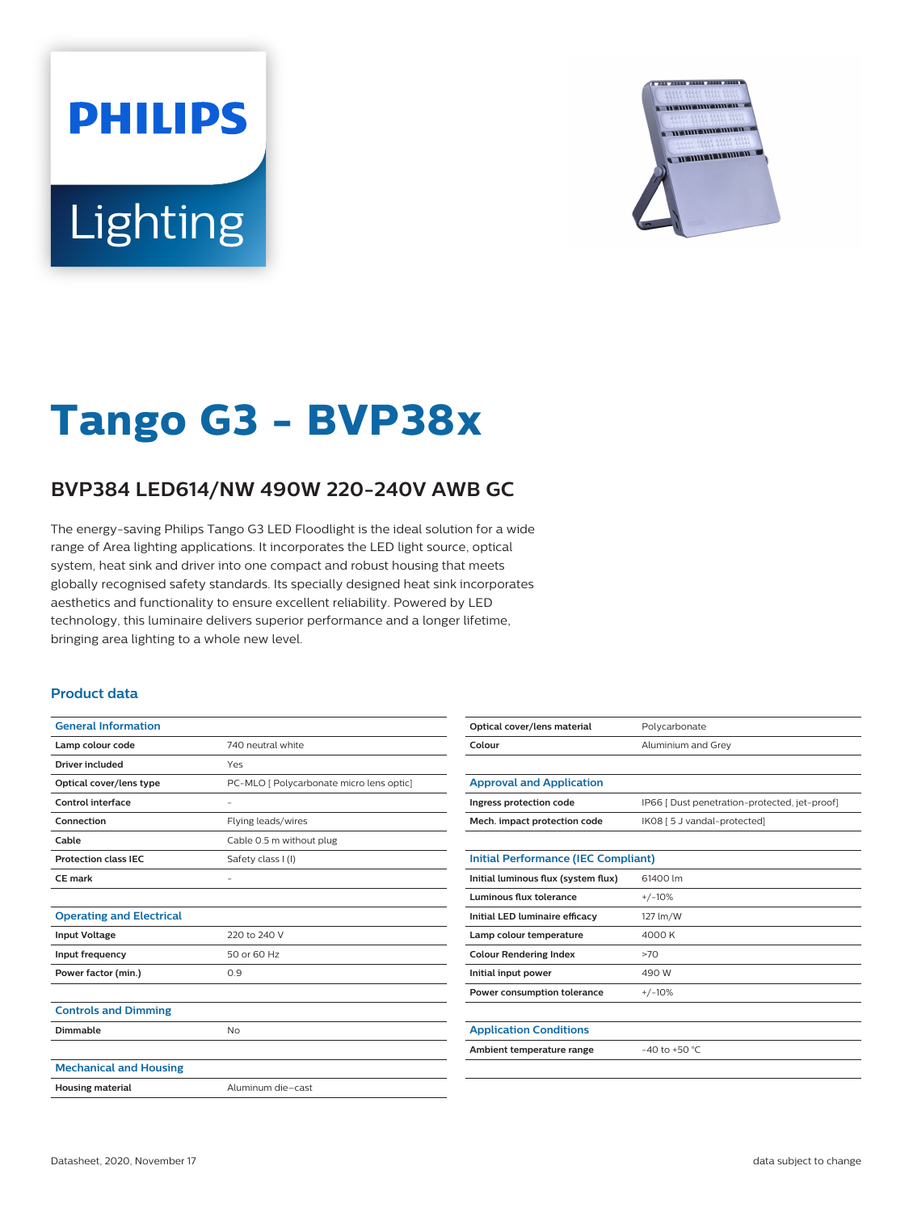PHILIPS

Lighting

# Tango G3 - BVP38x

## BVP384 LED614/NW 490W 220-240V AWB GC

The energy-saving Philips Tango G3 LED Floodlight is the ideal solution for a wide range of Area lighting applications. It incorporates the LED light source, optical system, heat sink and driver into one compact and robust housing that meets globally recognised safety standards. Its specially designed heat sink incorporates aesthetics and functionality to ensure excellent reliability. Powered by LED technology, this luminaire delivers superior performance and a longer lifetime, bringing area lighting to a whole new level.

### Product data

| General Information | |
|---|---|
| Lamp colour code | 740 neutral white |
| Driver included | Yes |
| Optical cover/lens type | PC-MLO [ Polycarbonate micro lens optic] |
| Control interface | - |
| Connection | Flying leads/wires |
| Cable | Cable 0.5 m without plug |
| Protection class IEC | Safety class I (I) |
| CE mark | - |

| Operating and Electrical | |
|---|---|
| Input Voltage | 220 to 240 V |
| Input frequency | 50 or 60 Hz |
| Power factor (min.) | 0.9 |

| Controls and Dimming | |
|---|---|
| Dimmable | No |

| Mechanical and Housing | |
|---|---|
| Housing material | Aluminum die-cast |
| Optical cover/lens material | Polycarbonate |
| Colour | Aluminium and Grey |

| Approval and Application | |
|---|---|
| Ingress protection code | IP66 [ Dust penetration-protected, jet-proof] |
| Mech. impact protection code | IK08 [ 5 J vandal-protected] |

| Initial Performance (IEC Compliant) | |
|---|---|
| Initial luminous flux (system flux) | 61400 lm |
| Luminous flux tolerance | +/-10% |
| Initial LED luminaire efficacy | 127 lm/W |
| Lamp colour temperature | 4000 K |
| Colour Rendering Index | >70 |
| Initial input power | 490 W |
| Power consumption tolerance | +/-10% |

| Application Conditions | |
|---|---|
| Ambient temperature range | -40 to +50 °C |

Datasheet, 2020, November 17 data subject to change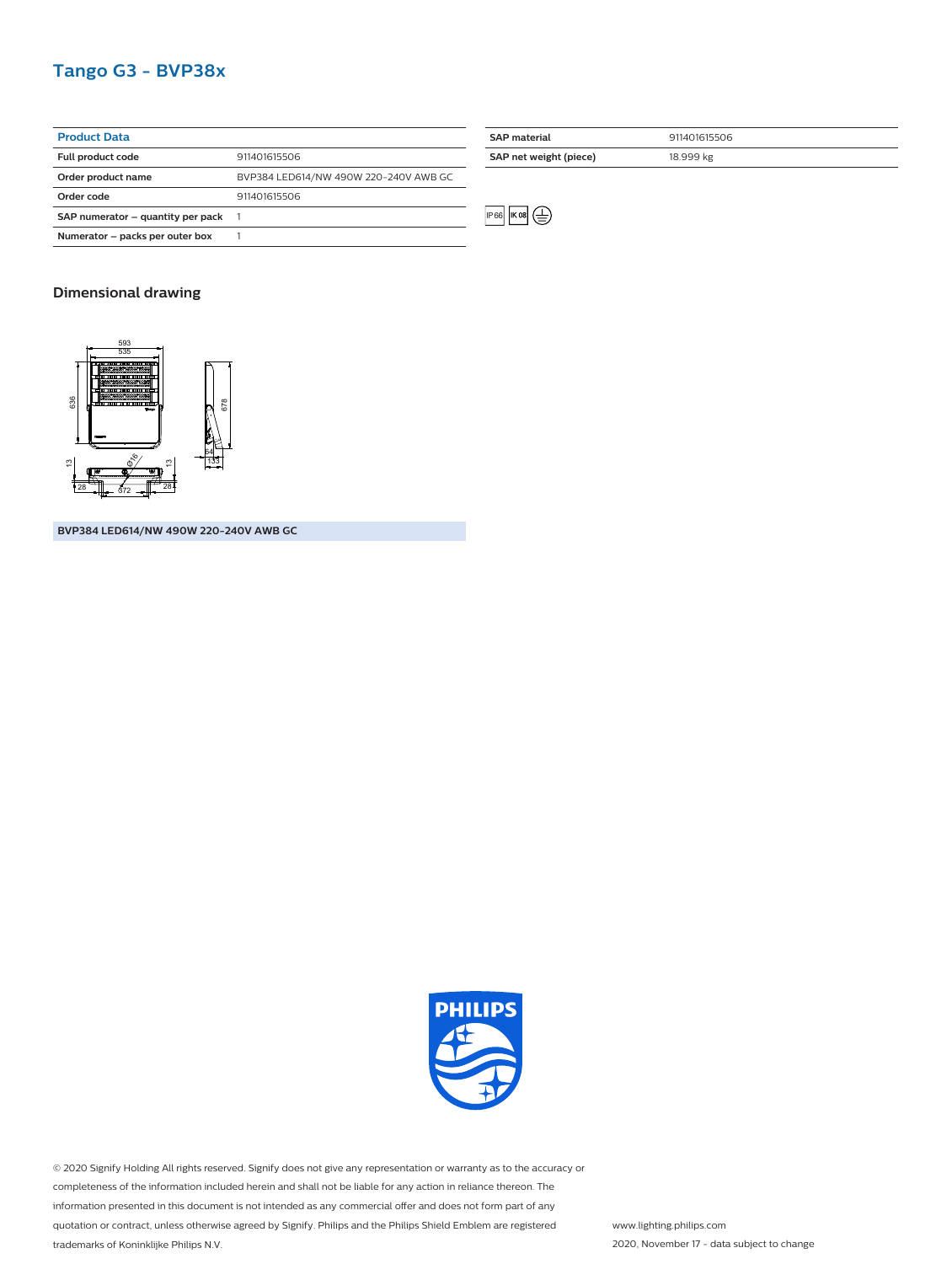# Tango G3 - BVP38x

| Product Data | |
|---|---|
| Full product code | 911401615506 |
| Order product name | BVP384 LED614/NW 490W 220-240V AWB GC |
| Order code | 911401615506 |
| SAP numerator – quantity per pack | 1 |
| Numerator – packs per outer box | 1 |

| | |
|---|---|
| SAP material | 911401615506 |
| SAP net weight (piece) | 18.999 kg |

IP66 IK08

## Dimensional drawing

593
535
636
678
13
Ø16
13
54
133
28
372
28

BVP384 LED614/NW 490W 220-240V AWB GC

© 2020 Signify Holding All rights reserved. Signify does not give any representation or warranty as to the accuracy or completeness of the information included herein and shall not be liable for any action in reliance thereon. The information presented in this document is not intended as any commercial offer and does not form part of any quotation or contract, unless otherwise agreed by Signify. Philips and the Philips Shield Emblem are registered trademarks of Koninklijke Philips N.V.

www.lighting.philips.com
2020, November 17 - data subject to change